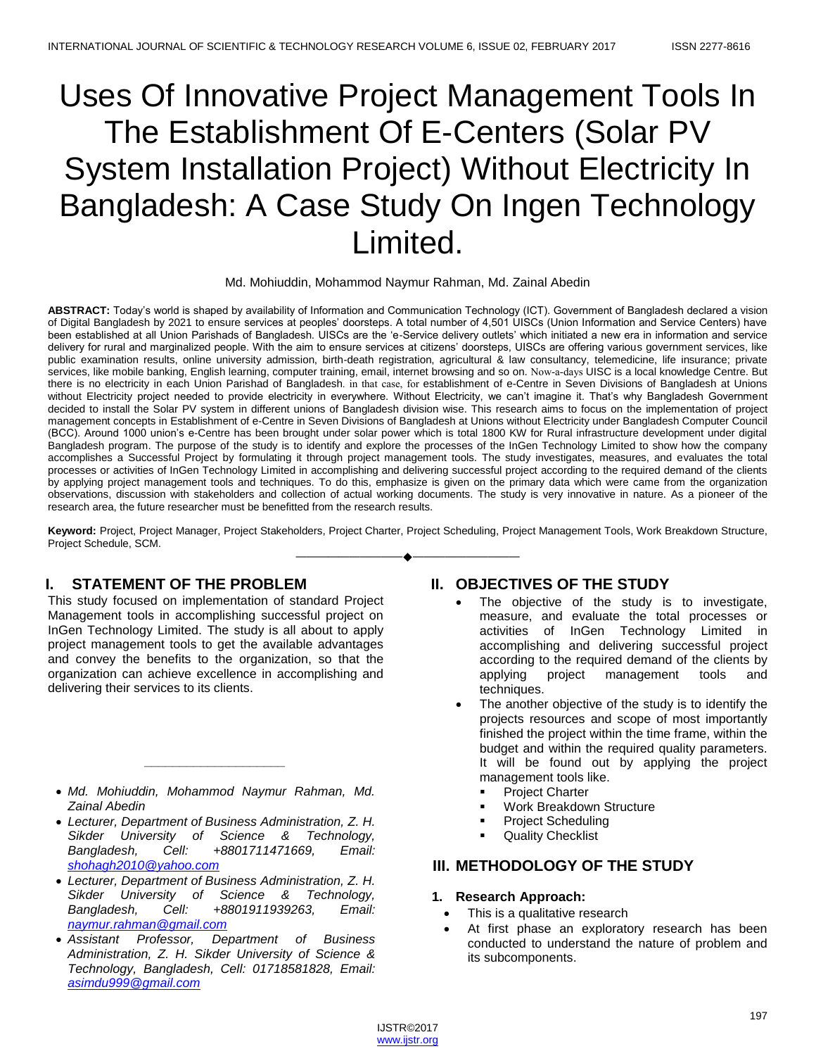# Uses Of Innovative Project Management Tools In The Establishment Of E-Centers (Solar PV System Installation Project) Without Electricity In Bangladesh: A Case Study On Ingen Technology Limited.

Md. Mohiuddin, Mohammod Naymur Rahman, Md. Zainal Abedin

**ABSTRACT:** Today's world is shaped by availability of Information and Communication Technology (ICT). Government of Bangladesh declared a vision of Digital Bangladesh by 2021 to ensure services at peoples' doorsteps. A total number of 4,501 UISCs (Union Information and Service Centers) have been established at all Union Parishads of Bangladesh. UISCs are the 'e-Service delivery outlets' which initiated a new era in information and service delivery for rural and marginalized people. With the aim to ensure services at citizens' doorsteps, UISCs are offering various government services, like public examination results, online university admission, birth-death registration, agricultural & law consultancy, telemedicine, life insurance; private services, like mobile banking, English learning, computer training, email, internet browsing and so on. Now-a-days UISC is a local knowledge Centre. But there is no electricity in each Union Parishad of Bangladesh. in that case, for establishment of e-Centre in Seven Divisions of Bangladesh at Unions without Electricity project needed to provide electricity in everywhere. Without Electricity, we can't imagine it. That's why Bangladesh Government decided to install the Solar PV system in different unions of Bangladesh division wise. This research aims to focus on the implementation of project management concepts in Establishment of e-Centre in Seven Divisions of Bangladesh at Unions without Electricity under Bangladesh Computer Council (BCC). Around 1000 union's e-Centre has been brought under solar power which is total 1800 KW for Rural infrastructure development under digital Bangladesh program. The purpose of the study is to identify and explore the processes of the InGen Technology Limited to show how the company accomplishes a Successful Project by formulating it through project management tools. The study investigates, measures, and evaluates the total processes or activities of InGen Technology Limited in accomplishing and delivering successful project according to the required demand of the clients by applying project management tools and techniques. To do this, emphasize is given on the primary data which were came from the organization observations, discussion with stakeholders and collection of actual working documents. The study is very innovative in nature. As a pioneer of the research area, the future researcher must be benefitted from the research results.

**Keyword:** Project, Project Manager, Project Stakeholders, Project Charter, Project Scheduling, Project Management Tools, Work Breakdown Structure, Project Schedule, SCM.

---

- *Md. Mohiuddin, Mohammod Naymur Rahman, Md. Zainal Abedin*
- *Lecturer, Department of Business Administration, Z. H. Sikder University of Science & Technology, Bangladesh, Cell: +8801711471669, Email: shohagh2010@yahoo.com*
- *Lecturer, Department of Business Administration, Z. H. Sikder University of Science & Technology, Bangladesh, Cell: +8801911939263, Email: naymur.rahman@gmail.com*
- *Assistant Professor, Department of Business Administration, Z. H. Sikder University of Science & Technology, Bangladesh, Cell: 01718581828, Email: asimdu999@gmail.com*

## I. STATEMENT OF THE PROBLEM

This study focused on implementation of standard Project Management tools in accomplishing successful project on InGen Technology Limited. The study is all about to apply project management tools to get the available advantages and convey the benefits to the organization, so that the organization can achieve excellence in accomplishing and delivering their services to its clients.

## II. OBJECTIVES OF THE STUDY

- The objective of the study is to investigate, measure, and evaluate the total processes or activities of InGen Technology Limited in accomplishing and delivering successful project according to the required demand of the clients by applying project management tools and techniques.
- The another objective of the study is to identify the projects resources and scope of most importantly finished the project within the time frame, within the budget and within the required quality parameters. It will be found out by applying the project management tools like.
  - Project Charter
  - Work Breakdown Structure
  - Project Scheduling
  - Quality Checklist

## III. METHODOLOGY OF THE STUDY

### 1. Research Approach:

- This is a qualitative research
- At first phase an exploratory research has been conducted to understand the nature of problem and its subcomponents.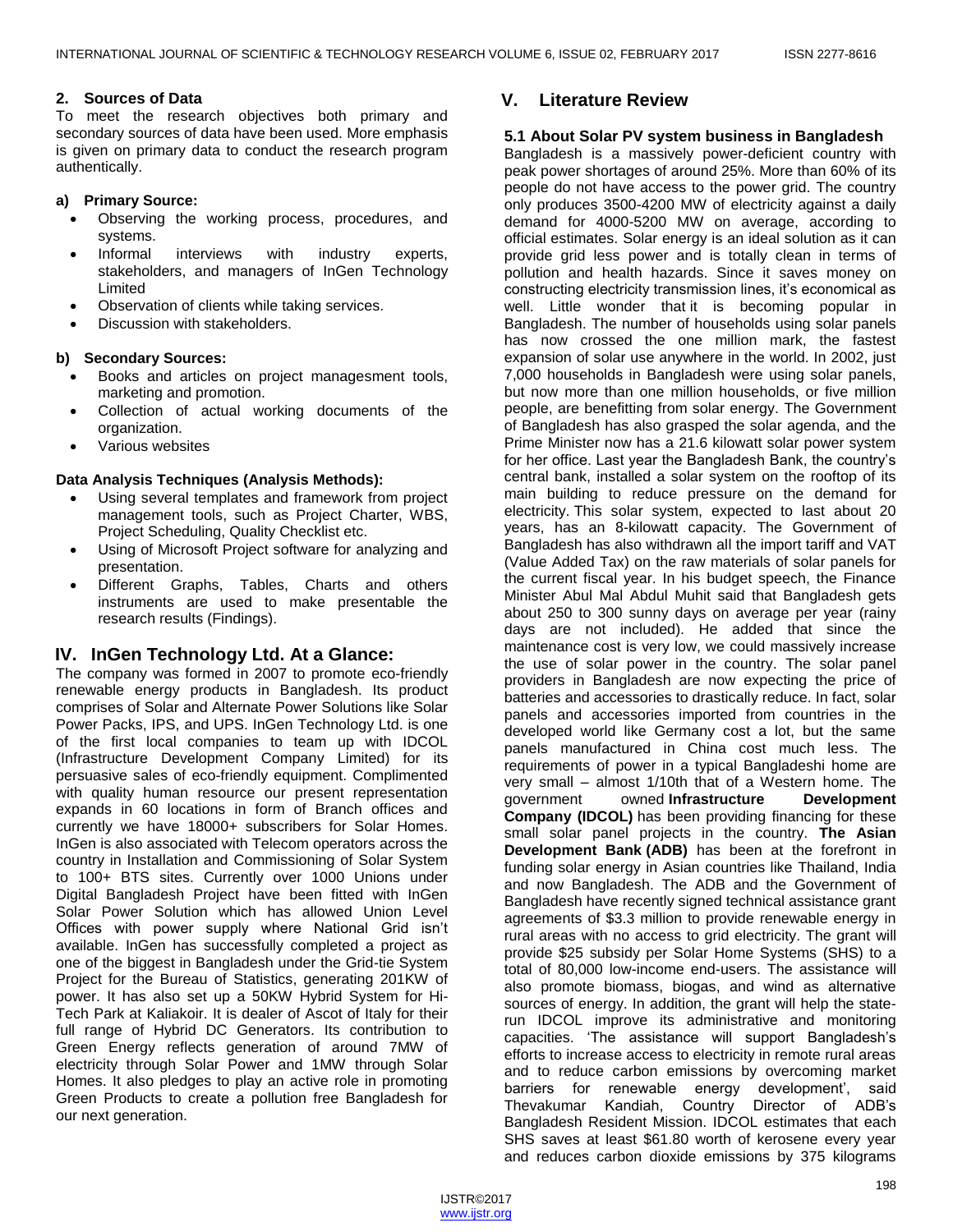## 2. Sources of Data

To meet the research objectives both primary and secondary sources of data have been used. More emphasis is given on primary data to conduct the research program authentically.

**a) Primary Source:**

- Observing the working process, procedures, and systems.
- Informal interviews with industry experts, stakeholders, and managers of InGen Technology Limited
- Observation of clients while taking services.
- Discussion with stakeholders.

**b) Secondary Sources:**

- Books and articles on project managesment tools, marketing and promotion.
- Collection of actual working documents of the organization.
- Various websites

**Data Analysis Techniques (Analysis Methods):**

- Using several templates and framework from project management tools, such as Project Charter, WBS, Project Scheduling, Quality Checklist etc.
- Using of Microsoft Project software for analyzing and presentation.
- Different Graphs, Tables, Charts and others instruments are used to make presentable the research results (Findings).

# IV. InGen Technology Ltd. At a Glance:

The company was formed in 2007 to promote eco-friendly renewable energy products in Bangladesh. Its product comprises of Solar and Alternate Power Solutions like Solar Power Packs, IPS, and UPS. InGen Technology Ltd. is one of the first local companies to team up with IDCOL (Infrastructure Development Company Limited) for its persuasive sales of eco-friendly equipment. Complimented with quality human resource our present representation expands in 60 locations in form of Branch offices and currently we have 18000+ subscribers for Solar Homes. InGen is also associated with Telecom operators across the country in Installation and Commissioning of Solar System to 100+ BTS sites. Currently over 1000 Unions under Digital Bangladesh Project have been fitted with InGen Solar Power Solution which has allowed Union Level Offices with power supply where National Grid isn't available. InGen has successfully completed a project as one of the biggest in Bangladesh under the Grid-tie System Project for the Bureau of Statistics, generating 201KW of power. It has also set up a 50KW Hybrid System for Hi-Tech Park at Kaliakoir. It is dealer of Ascot of Italy for their full range of Hybrid DC Generators. Its contribution to Green Energy reflects generation of around 7MW of electricity through Solar Power and 1MW through Solar Homes. It also pledges to play an active role in promoting Green Products to create a pollution free Bangladesh for our next generation.

# V. Literature Review

### 5.1 About Solar PV system business in Bangladesh

Bangladesh is a massively power-deficient country with peak power shortages of around 25%. More than 60% of its people do not have access to the power grid. The country only produces 3500-4200 MW of electricity against a daily demand for 4000-5200 MW on average, according to official estimates. Solar energy is an ideal solution as it can provide grid less power and is totally clean in terms of pollution and health hazards. Since it saves money on constructing electricity transmission lines, it's economical as well. Little wonder that it is becoming popular in Bangladesh. The number of households using solar panels has now crossed the one million mark, the fastest expansion of solar use anywhere in the world. In 2002, just 7,000 households in Bangladesh were using solar panels, but now more than one million households, or five million people, are benefitting from solar energy. The Government of Bangladesh has also grasped the solar agenda, and the Prime Minister now has a 21.6 kilowatt solar power system for her office. Last year the Bangladesh Bank, the country's central bank, installed a solar system on the rooftop of its main building to reduce pressure on the demand for electricity. This solar system, expected to last about 20 years, has an 8-kilowatt capacity. The Government of Bangladesh has also withdrawn all the import tariff and VAT (Value Added Tax) on the raw materials of solar panels for the current fiscal year. In his budget speech, the Finance Minister Abul Mal Abdul Muhit said that Bangladesh gets about 250 to 300 sunny days on average per year (rainy days are not included). He added that since the maintenance cost is very low, we could massively increase the use of solar power in the country. The solar panel providers in Bangladesh are now expecting the price of batteries and accessories to drastically reduce. In fact, solar panels and accessories imported from countries in the developed world like Germany cost a lot, but the same panels manufactured in China cost much less. The requirements of power in a typical Bangladeshi home are very small – almost 1/10th that of a Western home. The government owned **Infrastructure Development Company (IDCOL)** has been providing financing for these small solar panel projects in the country. **The Asian Development Bank (ADB)** has been at the forefront in funding solar energy in Asian countries like Thailand, India and now Bangladesh. The ADB and the Government of Bangladesh have recently signed technical assistance grant agreements of $3.3 million to provide renewable energy in rural areas with no access to grid electricity. The grant will provide $25 subsidy per Solar Home Systems (SHS) to a total of 80,000 low-income end-users. The assistance will also promote biomass, biogas, and wind as alternative sources of energy. In addition, the grant will help the state-run IDCOL improve its administrative and monitoring capacities. 'The assistance will support Bangladesh's efforts to increase access to electricity in remote rural areas and to reduce carbon emissions by overcoming market barriers for renewable energy development', said Thevakumar Kandiah, Country Director of ADB's Bangladesh Resident Mission. IDCOL estimates that each SHS saves at least $61.80 worth of kerosene every year and reduces carbon dioxide emissions by 375 kilograms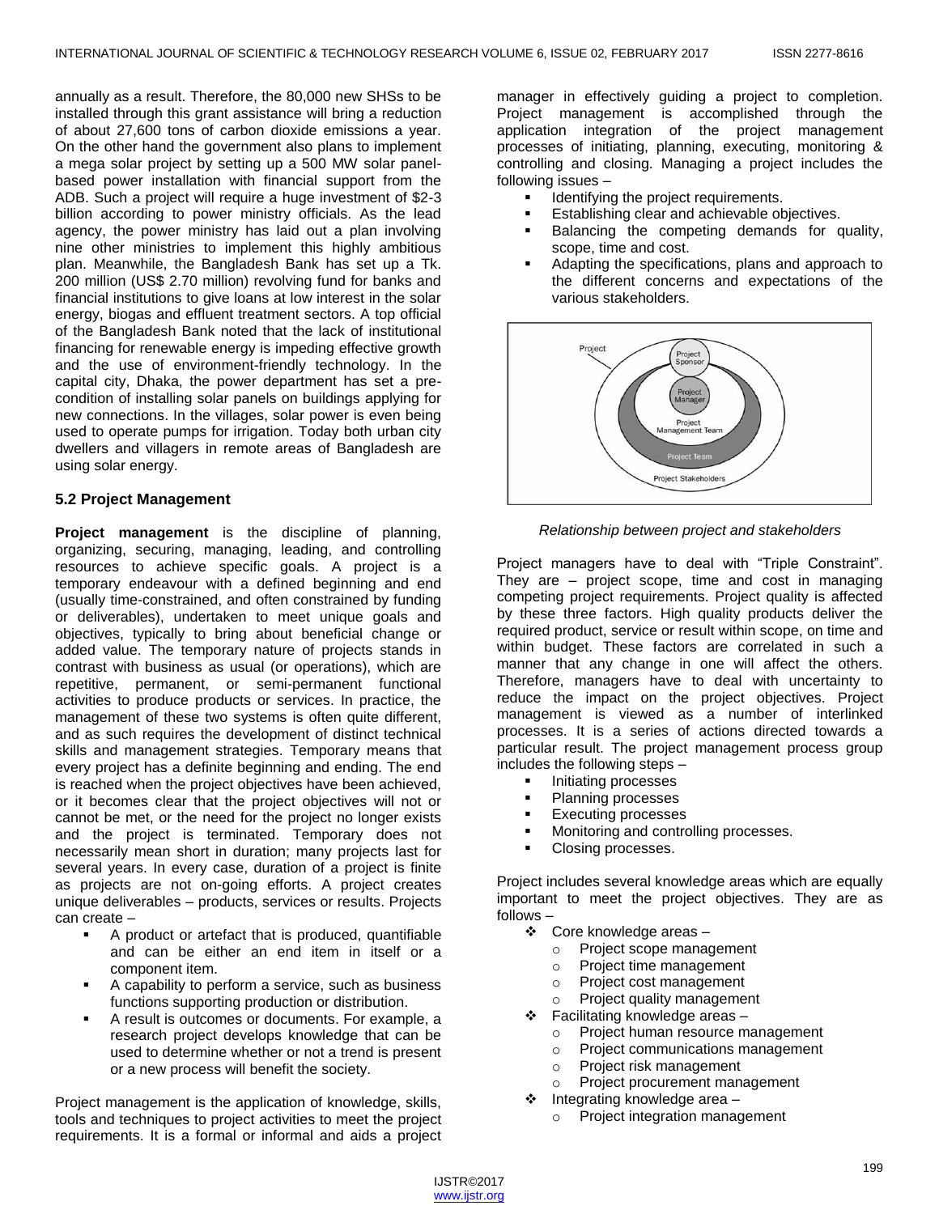annually as a result. Therefore, the 80,000 new SHSs to be installed through this grant assistance will bring a reduction of about 27,600 tons of carbon dioxide emissions a year. On the other hand the government also plans to implement a mega solar project by setting up a 500 MW solar panel-based power installation with financial support from the ADB. Such a project will require a huge investment of $2-3 billion according to power ministry officials. As the lead agency, the power ministry has laid out a plan involving nine other ministries to implement this highly ambitious plan. Meanwhile, the Bangladesh Bank has set up a Tk. 200 million (US$ 2.70 million) revolving fund for banks and financial institutions to give loans at low interest in the solar energy, biogas and effluent treatment sectors. A top official of the Bangladesh Bank noted that the lack of institutional financing for renewable energy is impeding effective growth and the use of environment-friendly technology. In the capital city, Dhaka, the power department has set a pre-condition of installing solar panels on buildings applying for new connections. In the villages, solar power is even being used to operate pumps for irrigation. Today both urban city dwellers and villagers in remote areas of Bangladesh are using solar energy.

### 5.2 Project Management

**Project management** is the discipline of planning, organizing, securing, managing, leading, and controlling resources to achieve specific goals. A project is a temporary endeavour with a defined beginning and end (usually time-constrained, and often constrained by funding or deliverables), undertaken to meet unique goals and objectives, typically to bring about beneficial change or added value. The temporary nature of projects stands in contrast with business as usual (or operations), which are repetitive, permanent, or semi-permanent functional activities to produce products or services. In practice, the management of these two systems is often quite different, and as such requires the development of distinct technical skills and management strategies. Temporary means that every project has a definite beginning and ending. The end is reached when the project objectives have been achieved, or it becomes clear that the project objectives will not or cannot be met, or the need for the project no longer exists and the project is terminated. Temporary does not necessarily mean short in duration; many projects last for several years. In every case, duration of a project is finite as projects are not on-going efforts. A project creates unique deliverables – products, services or results. Projects can create –

- A product or artefact that is produced, quantifiable and can be either an end item in itself or a component item.
- A capability to perform a service, such as business functions supporting production or distribution.
- A result is outcomes or documents. For example, a research project develops knowledge that can be used to determine whether or not a trend is present or a new process will benefit the society.

Project management is the application of knowledge, skills, tools and techniques to project activities to meet the project requirements. It is a formal or informal and aids a project manager in effectively guiding a project to completion. Project management is accomplished through the application integration of the project management processes of initiating, planning, executing, monitoring & controlling and closing. Managing a project includes the following issues –

- Identifying the project requirements.
- Establishing clear and achievable objectives.
- Balancing the competing demands for quality, scope, time and cost.
- Adapting the specifications, plans and approach to the different concerns and expectations of the various stakeholders.

*Relationship between project and stakeholders*

Project managers have to deal with "Triple Constraint". They are – project scope, time and cost in managing competing project requirements. Project quality is affected by these three factors. High quality products deliver the required product, service or result within scope, on time and within budget. These factors are correlated in such a manner that any change in one will affect the others. Therefore, managers have to deal with uncertainty to reduce the impact on the project objectives. Project management is viewed as a number of interlinked processes. It is a series of actions directed towards a particular result. The project management process group includes the following steps –

- Initiating processes
- Planning processes
- Executing processes
- Monitoring and controlling processes.
- Closing processes.

Project includes several knowledge areas which are equally important to meet the project objectives. They are as follows –

- Core knowledge areas –
  - Project scope management
  - Project time management
  - Project cost management
  - Project quality management
- Facilitating knowledge areas –
  - Project human resource management
  - Project communications management
  - Project risk management
  - Project procurement management
- Integrating knowledge area –
  - Project integration management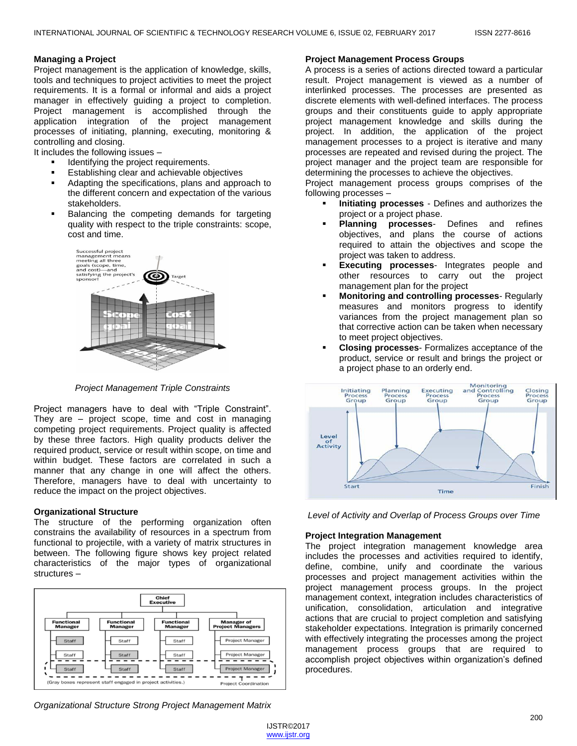### Managing a Project

Project management is the application of knowledge, skills, tools and techniques to project activities to meet the project requirements. It is a formal or informal and aids a project manager in effectively guiding a project to completion. Project management is accomplished through the application integration of the project management processes of initiating, planning, executing, monitoring & controlling and closing.

It includes the following issues –

- Identifying the project requirements.
- Establishing clear and achievable objectives
- Adapting the specifications, plans and approach to the different concern and expectation of the various stakeholders.
- Balancing the competing demands for targeting quality with respect to the triple constraints: scope, cost and time.

*Project Management Triple Constraints*

Project managers have to deal with "Triple Constraint". They are – project scope, time and cost in managing competing project requirements. Project quality is affected by these three factors. High quality products deliver the required product, service or result within scope, on time and within budget. These factors are correlated in such a manner that any change in one will affect the others. Therefore, managers have to deal with uncertainty to reduce the impact on the project objectives.

### Organizational Structure

The structure of the performing organization often constrains the availability of resources in a spectrum from functional to projectile, with a variety of matrix structures in between. The following figure shows key project related characteristics of the major types of organizational structures –

*Organizational Structure Strong Project Management Matrix*

### Project Management Process Groups

A process is a series of actions directed toward a particular result. Project management is viewed as a number of interlinked processes. The processes are presented as discrete elements with well-defined interfaces. The process groups and their constituents guide to apply appropriate project management knowledge and skills during the project. In addition, the application of the project management processes to a project is iterative and many processes are repeated and revised during the project. The project manager and the project team are responsible for determining the processes to achieve the objectives.

Project management process groups comprises of the following processes –

- **Initiating processes** - Defines and authorizes the project or a project phase.
- **Planning processes**- Defines and refines objectives, and plans the course of actions required to attain the objectives and scope the project was taken to address.
- **Executing processes**- Integrates people and other resources to carry out the project management plan for the project
- **Monitoring and controlling processes**- Regularly measures and monitors progress to identify variances from the project management plan so that corrective action can be taken when necessary to meet project objectives.
- **Closing processes**- Formalizes acceptance of the product, service or result and brings the project or a project phase to an orderly end.

*Level of Activity and Overlap of Process Groups over Time*

### Project Integration Management

The project integration management knowledge area includes the processes and activities required to identify, define, combine, unify and coordinate the various processes and project management activities within the project management process groups. In the project management context, integration includes characteristics of unification, consolidation, articulation and integrative actions that are crucial to project completion and satisfying stakeholder expectations. Integration is primarily concerned with effectively integrating the processes among the project management process groups that are required to accomplish project objectives within organization's defined procedures.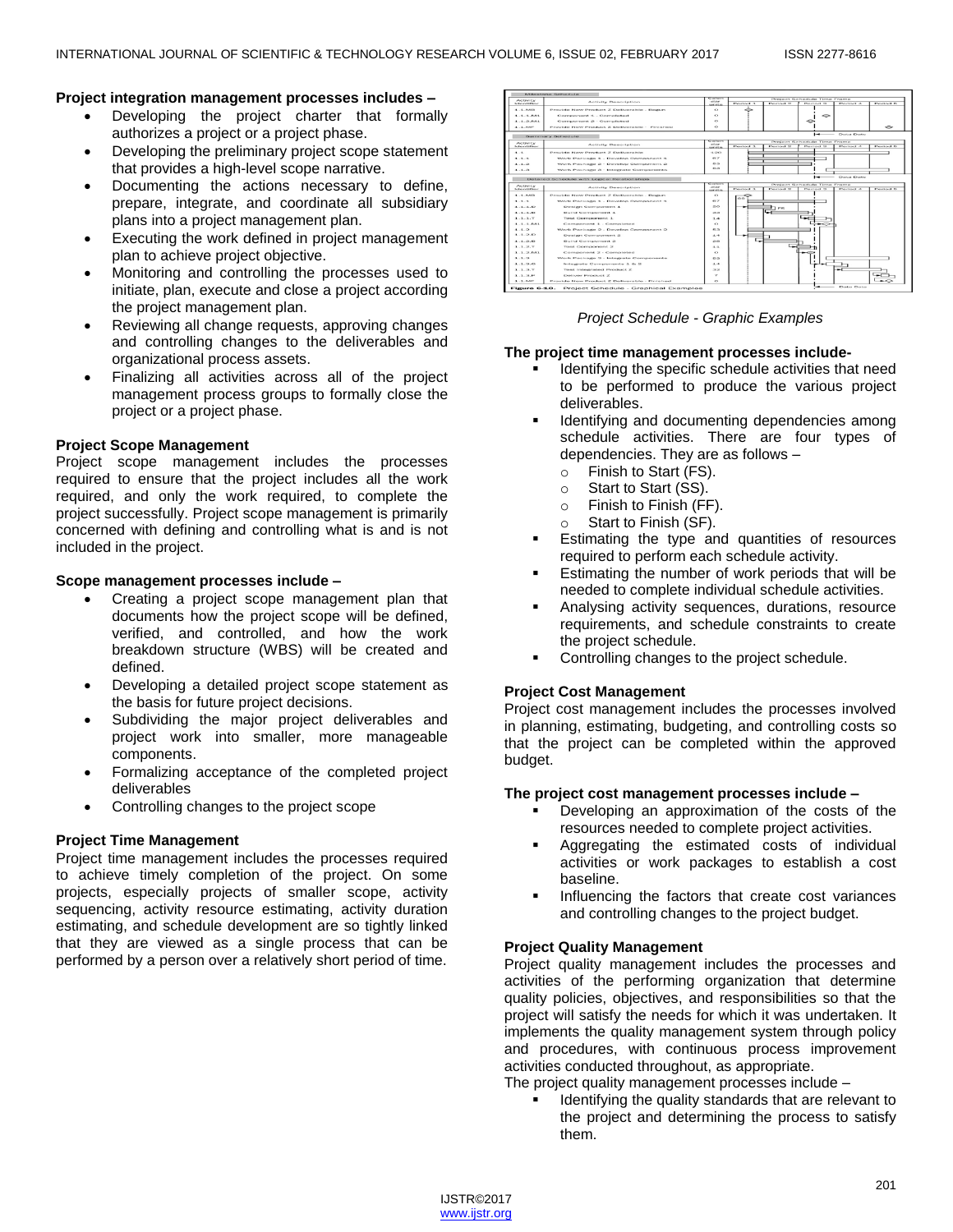**Project integration management processes includes –**

- Developing the project charter that formally authorizes a project or a project phase.
- Developing the preliminary project scope statement that provides a high-level scope narrative.
- Documenting the actions necessary to define, prepare, integrate, and coordinate all subsidiary plans into a project management plan.
- Executing the work defined in project management plan to achieve project objective.
- Monitoring and controlling the processes used to initiate, plan, execute and close a project according the project management plan.
- Reviewing all change requests, approving changes and controlling changes to the deliverables and organizational process assets.
- Finalizing all activities across all of the project management process groups to formally close the project or a project phase.

**Project Scope Management**

Project scope management includes the processes required to ensure that the project includes all the work required, and only the work required, to complete the project successfully. Project scope management is primarily concerned with defining and controlling what is and is not included in the project.

**Scope management processes include –**

- Creating a project scope management plan that documents how the project scope will be defined, verified, and controlled, and how the work breakdown structure (WBS) will be created and defined.
- Developing a detailed project scope statement as the basis for future project decisions.
- Subdividing the major project deliverables and project work into smaller, more manageable components.
- Formalizing acceptance of the completed project deliverables
- Controlling changes to the project scope

**Project Time Management**

Project time management includes the processes required to achieve timely completion of the project. On some projects, especially projects of smaller scope, activity sequencing, activity resource estimating, activity duration estimating, and schedule development are so tightly linked that they are viewed as a single process that can be performed by a person over a relatively short period of time.

*Project Schedule - Graphic Examples*

**The project time management processes include-**

- Identifying the specific schedule activities that need to be performed to produce the various project deliverables.
- Identifying and documenting dependencies among schedule activities. There are four types of dependencies. They are as follows –
  - Finish to Start (FS).
  - Start to Start (SS).
  - Finish to Finish (FF).
  - Start to Finish (SF).
- Estimating the type and quantities of resources required to perform each schedule activity.
- Estimating the number of work periods that will be needed to complete individual schedule activities.
- Analysing activity sequences, durations, resource requirements, and schedule constraints to create the project schedule.
- Controlling changes to the project schedule.

**Project Cost Management**

Project cost management includes the processes involved in planning, estimating, budgeting, and controlling costs so that the project can be completed within the approved budget.

**The project cost management processes include –**

- Developing an approximation of the costs of the resources needed to complete project activities.
- Aggregating the estimated costs of individual activities or work packages to establish a cost baseline.
- Influencing the factors that create cost variances and controlling changes to the project budget.

**Project Quality Management**

Project quality management includes the processes and activities of the performing organization that determine quality policies, objectives, and responsibilities so that the project will satisfy the needs for which it was undertaken. It implements the quality management system through policy and procedures, with continuous process improvement activities conducted throughout, as appropriate.

The project quality management processes include –

- Identifying the quality standards that are relevant to the project and determining the process to satisfy them.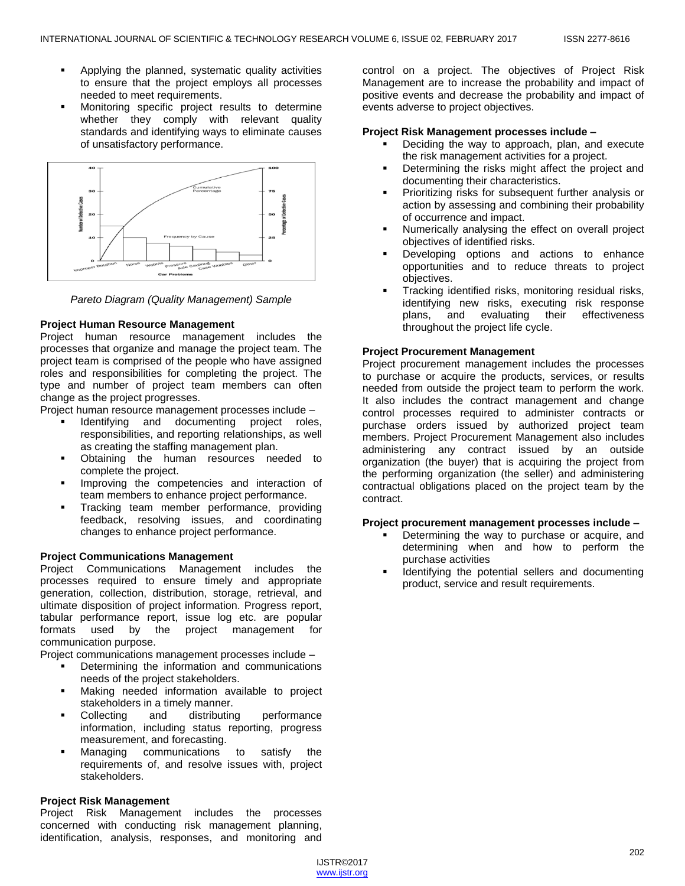- Applying the planned, systematic quality activities to ensure that the project employs all processes needed to meet requirements.
- Monitoring specific project results to determine whether they comply with relevant quality standards and identifying ways to eliminate causes of unsatisfactory performance.

*Pareto Diagram (Quality Management) Sample*

**Project Human Resource Management**

Project human resource management includes the processes that organize and manage the project team. The project team is comprised of the people who have assigned roles and responsibilities for completing the project. The type and number of project team members can often change as the project progresses.

Project human resource management processes include –

- Identifying and documenting project roles, responsibilities, and reporting relationships, as well as creating the staffing management plan.
- Obtaining the human resources needed to complete the project.
- Improving the competencies and interaction of team members to enhance project performance.
- Tracking team member performance, providing feedback, resolving issues, and coordinating changes to enhance project performance.

**Project Communications Management**

Project Communications Management includes the processes required to ensure timely and appropriate generation, collection, distribution, storage, retrieval, and ultimate disposition of project information. Progress report, tabular performance report, issue log etc. are popular formats used by the project management for communication purpose.

Project communications management processes include –

- Determining the information and communications needs of the project stakeholders.
- Making needed information available to project stakeholders in a timely manner.
- Collecting and distributing performance information, including status reporting, progress measurement, and forecasting.
- Managing communications to satisfy the requirements of, and resolve issues with, project stakeholders.

**Project Risk Management**

Project Risk Management includes the processes concerned with conducting risk management planning, identification, analysis, responses, and monitoring and control on a project. The objectives of Project Risk Management are to increase the probability and impact of positive events and decrease the probability and impact of events adverse to project objectives.

**Project Risk Management processes include –**

- Deciding the way to approach, plan, and execute the risk management activities for a project.
- Determining the risks might affect the project and documenting their characteristics.
- Prioritizing risks for subsequent further analysis or action by assessing and combining their probability of occurrence and impact.
- Numerically analysing the effect on overall project objectives of identified risks.
- Developing options and actions to enhance opportunities and to reduce threats to project objectives.
- Tracking identified risks, monitoring residual risks, identifying new risks, executing risk response plans, and evaluating their effectiveness throughout the project life cycle.

**Project Procurement Management**

Project procurement management includes the processes to purchase or acquire the products, services, or results needed from outside the project team to perform the work. It also includes the contract management and change control processes required to administer contracts or purchase orders issued by authorized project team members. Project Procurement Management also includes administering any contract issued by an outside organization (the buyer) that is acquiring the project from the performing organization (the seller) and administering contractual obligations placed on the project team by the contract.

**Project procurement management processes include –**

- Determining the way to purchase or acquire, and determining when and how to perform the purchase activities
- Identifying the potential sellers and documenting product, service and result requirements.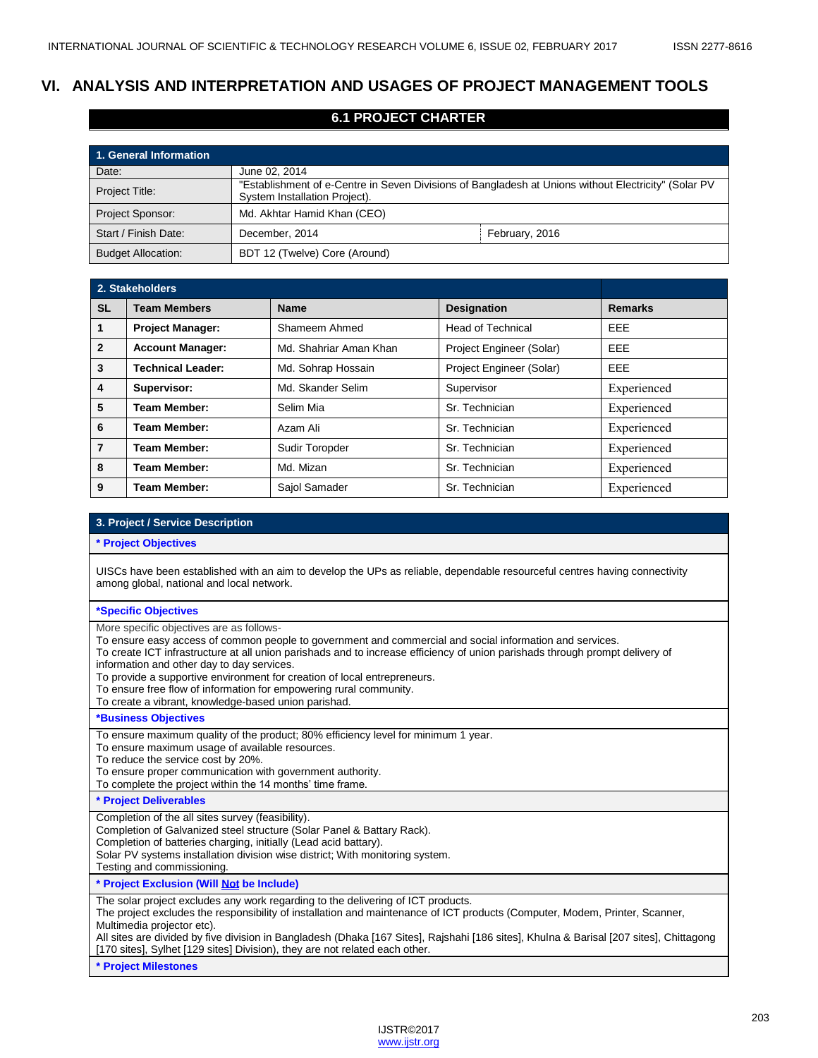# VI. ANALYSIS AND INTERPRETATION AND USAGES OF PROJECT MANAGEMENT TOOLS

## 6.1 PROJECT CHARTER

| 1. General Information | | |
|---|---|---|
| Date: | June 02, 2014 | |
| Project Title: | "Establishment of e-Centre in Seven Divisions of Bangladesh at Unions without Electricity" (Solar PV System Installation Project). | |
| Project Sponsor: | Md. Akhtar Hamid Khan (CEO) | |
| Start / Finish Date: | December, 2014 | February, 2016 |
| Budget Allocation: | BDT 12 (Twelve) Core (Around) | |

| 2. Stakeholders | | | | |
|---|---|---|---|---|
| **SL** | **Team Members** | **Name** | **Designation** | **Remarks** |
| **1** | **Project Manager:** | Shameem Ahmed | Head of Technical | EEE |
| **2** | **Account Manager:** | Md. Shahriar Aman Khan | Project Engineer (Solar) | EEE |
| **3** | **Technical Leader:** | Md. Sohrap Hossain | Project Engineer (Solar) | EEE |
| **4** | **Supervisor:** | Md. Skander Selim | Supervisor | Experienced |
| **5** | **Team Member:** | Selim Mia | Sr. Technician | Experienced |
| **6** | **Team Member:** | Azam Ali | Sr. Technician | Experienced |
| **7** | **Team Member:** | Sudir Toropder | Sr. Technician | Experienced |
| **8** | **Team Member:** | Md. Mizan | Sr. Technician | Experienced |
| **9** | **Team Member:** | Sajol Samader | Sr. Technician | Experienced |

### 3. Project / Service Description

**\* Project Objectives**

UISCs have been established with an aim to develop the UPs as reliable, dependable resourceful centres having connectivity among global, national and local network.

**\*Specific Objectives**

More specific objectives are as follows-
To ensure easy access of common people to government and commercial and social information and services.
To create ICT infrastructure at all union parishads and to increase efficiency of union parishads through prompt delivery of information and other day to day services.
To provide a supportive environment for creation of local entrepreneurs.
To ensure free flow of information for empowering rural community.
To create a vibrant, knowledge-based union parishad.

**\*Business Objectives**

To ensure maximum quality of the product; 80% efficiency level for minimum 1 year.
To ensure maximum usage of available resources.
To reduce the service cost by 20%.
To ensure proper communication with government authority.
To complete the project within the 14 months' time frame.

**\* Project Deliverables**

Completion of the all sites survey (feasibility).
Completion of Galvanized steel structure (Solar Panel & Battary Rack).
Completion of batteries charging, initially (Lead acid battary).
Solar PV systems installation division wise district; With monitoring system.
Testing and commissioning.

**\* Project Exclusion (Will Not be Include)**

The solar project excludes any work regarding to the delivering of ICT products.
The project excludes the responsibility of installation and maintenance of ICT products (Computer, Modem, Printer, Scanner, Multimedia projector etc).
All sites are divided by five division in Bangladesh (Dhaka [167 Sites], Rajshahi [186 sites], Khulna & Barisal [207 sites], Chittagong [170 sites], Sylhet [129 sites] Division), they are not related each other.

**\* Project Milestones**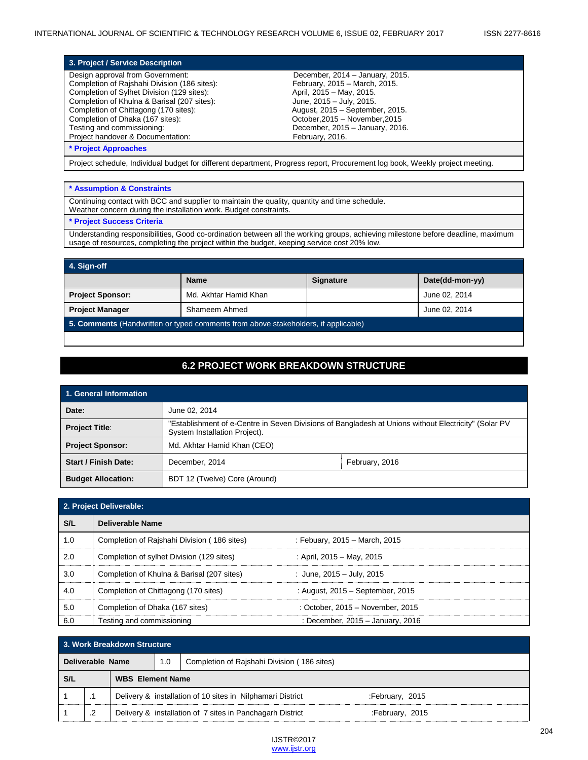| 3. Project / Service Description | |
|---|---|
| Design approval from Government: | December, 2014 – January, 2015. |
| Completion of Rajshahi Division (186 sites): | February, 2015 – March, 2015. |
| Completion of Sylhet Division (129 sites): | April, 2015 – May, 2015. |
| Completion of Khulna & Barisal (207 sites): | June, 2015 – July, 2015. |
| Completion of Chittagong (170 sites): | August, 2015 – September, 2015. |
| Completion of Dhaka (167 sites): | October,2015 – November,2015 |
| Testing and commissioning: | December, 2015 – January, 2016. |
| Project handover & Documentation: | February, 2016. |
| * Project Approaches | |
| Project schedule, Individual budget for different department, Progress report, Procurement log book, Weekly project meeting. | |

| * Assumption & Constraints |
|---|
| Continuing contact with BCC and supplier to maintain the quality, quantity and time schedule. Weather concern during the installation work. Budget constraints. |
| * Project Success Criteria |
| Understanding responsibilities, Good co-ordination between all the working groups, achieving milestone before deadline, maximum usage of resources, completing the project within the budget, keeping service cost 20% low. |

| 4. Sign-off | | | |
|---|---|---|---|
| | **Name** | **Signature** | **Date(dd-mon-yy)** |
| **Project Sponsor:** | Md. Akhtar Hamid Khan | | June 02, 2014 |
| **Project Manager** | Shameem Ahmed | | June 02, 2014 |
| **5. Comments** (Handwritten or typed comments from above stakeholders, if applicable) | | | |
| | | | |

## 6.2 PROJECT WORK BREAKDOWN STRUCTURE

| 1. General Information | | |
|---|---|---|
| **Date:** | June 02, 2014 | |
| **Project Title:** | "Establishment of e-Centre in Seven Divisions of Bangladesh at Unions without Electricity" (Solar PV System Installation Project). | |
| **Project Sponsor:** | Md. Akhtar Hamid Khan (CEO) | |
| **Start / Finish Date:** | December, 2014 | February, 2016 |
| **Budget Allocation:** | BDT 12 (Twelve) Core (Around) | |

| 2. Project Deliverable: | | |
|---|---|---|
| **S/L** | **Deliverable Name** | |
| 1.0 | Completion of Rajshahi Division ( 186 sites) | : Febuary, 2015 – March, 2015 |
| 2.0 | Completion of sylhet Division (129 sites) | : April, 2015 – May, 2015 |
| 3.0 | Completion of Khulna & Barisal (207 sites) | : June, 2015 – July, 2015 |
| 4.0 | Completion of Chittagong (170 sites) | : August, 2015 – September, 2015 |
| 5.0 | Completion of Dhaka (167 sites) | : October, 2015 – November, 2015 |
| 6.0 | Testing and commissioning | : December, 2015 – January, 2016 |

| 3. Work Breakdown Structure | | | |
|---|---|---|---|
| **Deliverable Name** | 1.0 | Completion of Rajshahi Division ( 186 sites) | |
| **S/L** | | **WBS Element Name** | |
| 1 | .1 | Delivery & installation of 10 sites in Nilphamari District | :February, 2015 |
| 1 | .2 | Delivery & installation of 7 sites in Panchagarh District | :February, 2015 |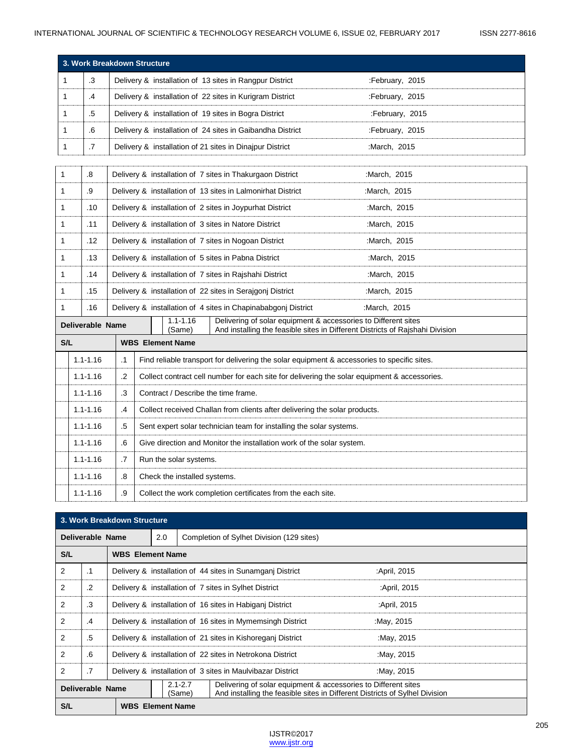| 3. Work Breakdown Structure | | | |
|---|---|---|---|
| 1 | .3 | Delivery & installation of 13 sites in Rangpur District | :February, 2015 |
| 1 | .4 | Delivery & installation of 22 sites in Kurigram District | :February, 2015 |
| 1 | .5 | Delivery & installation of 19 sites in Bogra District | :February, 2015 |
| 1 | .6 | Delivery & installation of 24 sites in Gaibandha District | :February, 2015 |
| 1 | .7 | Delivery & installation of 21 sites in Dinajpur District | :March, 2015 |
| 1 | .8 | Delivery & installation of 7 sites in Thakurgaon District | :March, 2015 |
| 1 | .9 | Delivery & installation of 13 sites in Lalmonirhat District | :March, 2015 |
| 1 | .10 | Delivery & installation of 2 sites in Joypurhat District | :March, 2015 |
| 1 | .11 | Delivery & installation of 3 sites in Natore District | :March, 2015 |
| 1 | .12 | Delivery & installation of 7 sites in Nogoan District | :March, 2015 |
| 1 | .13 | Delivery & installation of 5 sites in Pabna District | :March, 2015 |
| 1 | .14 | Delivery & installation of 7 sites in Rajshahi District | :March, 2015 |
| 1 | .15 | Delivery & installation of 22 sites in Serajgonj District | :March, 2015 |
| 1 | .16 | Delivery & installation of 4 sites in Chapinababgonj District | :March, 2015 |

| Deliverable Name | 1.1-1.16 (Same) | Delivering of solar equipment & accessories to Different sites And installing the feasible sites in Different Districts of Rajshahi Division |
|---|---|---|
| **S/L** | | **WBS Element Name** |
| 1.1-1.16 | .1 | Find reliable transport for delivering the solar equipment & accessories to specific sites. |
| 1.1-1.16 | .2 | Collect contract cell number for each site for delivering the solar equipment & accessories. |
| 1.1-1.16 | .3 | Contract / Describe the time frame. |
| 1.1-1.16 | .4 | Collect received Challan from clients after delivering the solar products. |
| 1.1-1.16 | .5 | Sent expert solar technician team for installing the solar systems. |
| 1.1-1.16 | .6 | Give direction and Monitor the installation work of the solar system. |
| 1.1-1.16 | .7 | Run the solar systems. |
| 1.1-1.16 | .8 | Check the installed systems. |
| 1.1-1.16 | .9 | Collect the work completion certificates from the each site. |

| 3. Work Breakdown Structure | | | |
|---|---|---|---|
| **Deliverable Name** | 2.0 | Completion of Sylhet Division (129 sites) | |
| **S/L** | | **WBS Element Name** | |
| 2 | .1 | Delivery & installation of 44 sites in Sunamganj District | :April, 2015 |
| 2 | .2 | Delivery & installation of 7 sites in Sylhet District | :April, 2015 |
| 2 | .3 | Delivery & installation of 16 sites in Habiganj District | :April, 2015 |
| 2 | .4 | Delivery & installation of 16 sites in Mymemsingh District | :May, 2015 |
| 2 | .5 | Delivery & installation of 21 sites in Kishoreganj District | :May, 2015 |
| 2 | .6 | Delivery & installation of 22 sites in Netrokona District | :May, 2015 |
| 2 | .7 | Delivery & installation of 3 sites in Maulvibazar District | :May, 2015 |

| Deliverable Name | 2.1-2.7 (Same) | Delivering of solar equipment & accessories to Different sites And installing the feasible sites in Different Districts of Sylhel Division |
|---|---|---|
| **S/L** | | **WBS Element Name** |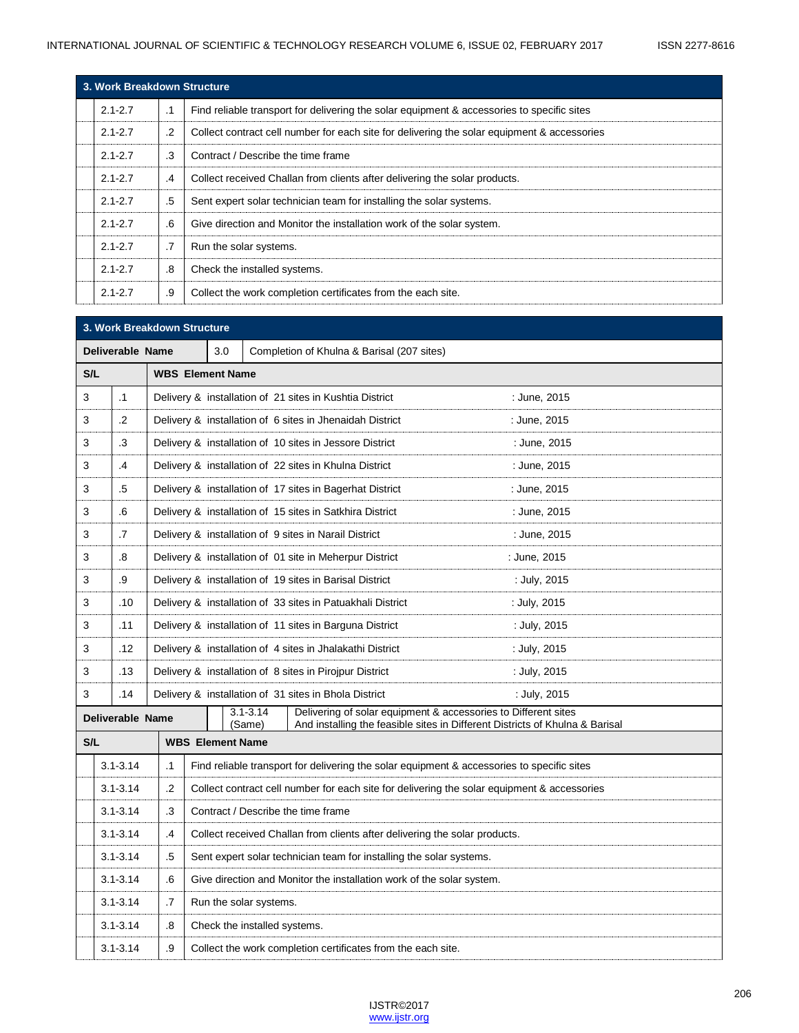| 3. Work Breakdown Structure | | |
|---|---|---|
| 2.1-2.7 | .1 | Find reliable transport for delivering the solar equipment & accessories to specific sites |
| 2.1-2.7 | .2 | Collect contract cell number for each site for delivering the solar equipment & accessories |
| 2.1-2.7 | .3 | Contract / Describe the time frame |
| 2.1-2.7 | .4 | Collect received Challan from clients after delivering the solar products. |
| 2.1-2.7 | .5 | Sent expert solar technician team for installing the solar systems. |
| 2.1-2.7 | .6 | Give direction and Monitor the installation work of the solar system. |
| 2.1-2.7 | .7 | Run the solar systems. |
| 2.1-2.7 | .8 | Check the installed systems. |
| 2.1-2.7 | .9 | Collect the work completion certificates from the each site. |

| 3. Work Breakdown Structure | | | |
|---|---|---|---|
| **Deliverable Name** | 3.0 | Completion of Khulna & Barisal (207 sites) | |
| **S/L** | | **WBS Element Name** | |
| 3 | .1 | Delivery & installation of 21 sites in Kushtia District | : June, 2015 |
| 3 | .2 | Delivery & installation of 6 sites in Jhenaidah District | : June, 2015 |
| 3 | .3 | Delivery & installation of 10 sites in Jessore District | : June, 2015 |
| 3 | .4 | Delivery & installation of 22 sites in Khulna District | : June, 2015 |
| 3 | .5 | Delivery & installation of 17 sites in Bagerhat District | : June, 2015 |
| 3 | .6 | Delivery & installation of 15 sites in Satkhira District | : June, 2015 |
| 3 | .7 | Delivery & installation of 9 sites in Narail District | : June, 2015 |
| 3 | .8 | Delivery & installation of 01 site in Meherpur District | : June, 2015 |
| 3 | .9 | Delivery & installation of 19 sites in Barisal District | : July, 2015 |
| 3 | .10 | Delivery & installation of 33 sites in Patuakhali District | : July, 2015 |
| 3 | .11 | Delivery & installation of 11 sites in Barguna District | : July, 2015 |
| 3 | .12 | Delivery & installation of 4 sites in Jhalakathi District | : July, 2015 |
| 3 | .13 | Delivery & installation of 8 sites in Pirojpur District | : July, 2015 |
| 3 | .14 | Delivery & installation of 31 sites in Bhola District | : July, 2015 |

| **Deliverable Name** | 3.1-3.14 (Same) | Delivering of solar equipment & accessories to Different sites And installing the feasible sites in Different Districts of Khulna & Barisal |
|---|---|---|
| **S/L** | | **WBS Element Name** |
| 3.1-3.14 | .1 | Find reliable transport for delivering the solar equipment & accessories to specific sites |
| 3.1-3.14 | .2 | Collect contract cell number for each site for delivering the solar equipment & accessories |
| 3.1-3.14 | .3 | Contract / Describe the time frame |
| 3.1-3.14 | .4 | Collect received Challan from clients after delivering the solar products. |
| 3.1-3.14 | .5 | Sent expert solar technician team for installing the solar systems. |
| 3.1-3.14 | .6 | Give direction and Monitor the installation work of the solar system. |
| 3.1-3.14 | .7 | Run the solar systems. |
| 3.1-3.14 | .8 | Check the installed systems. |
| 3.1-3.14 | .9 | Collect the work completion certificates from the each site. |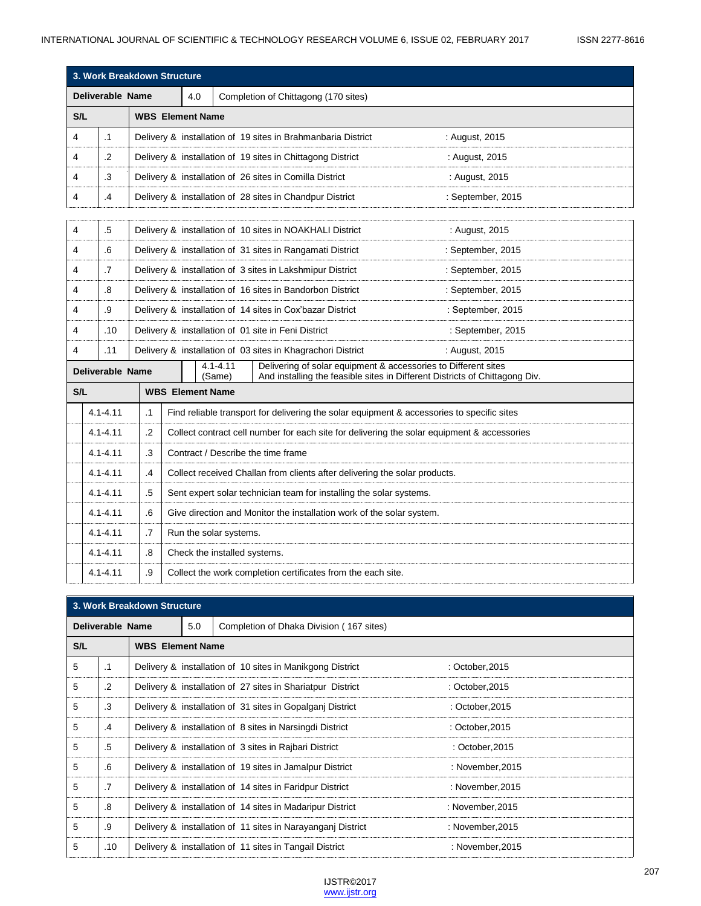| 3. Work Breakdown Structure | | | |
|---|---|---|---|
| **Deliverable Name** | | 4.0 | Completion of Chittagong (170 sites) |
| **S/L** | | **WBS Element Name** | |
| 4 | .1 | Delivery & installation of 19 sites in Brahmanbaria District | : August, 2015 |
| 4 | .2 | Delivery & installation of 19 sites in Chittagong District | : August, 2015 |
| 4 | .3 | Delivery & installation of 26 sites in Comilla District | : August, 2015 |
| 4 | .4 | Delivery & installation of 28 sites in Chandpur District | : September, 2015 |
| 4 | .5 | Delivery & installation of 10 sites in NOAKHALI District | : August, 2015 |
| 4 | .6 | Delivery & installation of 31 sites in Rangamati District | : September, 2015 |
| 4 | .7 | Delivery & installation of 3 sites in Lakshmipur District | : September, 2015 |
| 4 | .8 | Delivery & installation of 16 sites in Bandorbon District | : September, 2015 |
| 4 | .9 | Delivery & installation of 14 sites in Cox'bazar District | : September, 2015 |
| 4 | .10 | Delivery & installation of 01 site in Feni District | : September, 2015 |
| 4 | .11 | Delivery & installation of 03 sites in Khagrachori District | : August, 2015 |

| **Deliverable Name** | 4.1-4.11 (Same) | Delivering of solar equipment & accessories to Different sites And installing the feasible sites in Different Districts of Chittagong Div. |
|---|---|---|
| **S/L** | | **WBS Element Name** |
| 4.1-4.11 | .1 | Find reliable transport for delivering the solar equipment & accessories to specific sites |
| 4.1-4.11 | .2 | Collect contract cell number for each site for delivering the solar equipment & accessories |
| 4.1-4.11 | .3 | Contract / Describe the time frame |
| 4.1-4.11 | .4 | Collect received Challan from clients after delivering the solar products. |
| 4.1-4.11 | .5 | Sent expert solar technician team for installing the solar systems. |
| 4.1-4.11 | .6 | Give direction and Monitor the installation work of the solar system. |
| 4.1-4.11 | .7 | Run the solar systems. |
| 4.1-4.11 | .8 | Check the installed systems. |
| 4.1-4.11 | .9 | Collect the work completion certificates from the each site. |

| 3. Work Breakdown Structure | | | |
|---|---|---|---|
| **Deliverable Name** | | 5.0 | Completion of Dhaka Division ( 167 sites) |
| **S/L** | | **WBS Element Name** | |
| 5 | .1 | Delivery & installation of 10 sites in Manikgong District | : October,2015 |
| 5 | .2 | Delivery & installation of 27 sites in Shariatpur District | : October,2015 |
| 5 | .3 | Delivery & installation of 31 sites in Gopalganj District | : October,2015 |
| 5 | .4 | Delivery & installation of 8 sites in Narsingdi District | : October,2015 |
| 5 | .5 | Delivery & installation of 3 sites in Rajbari District | : October,2015 |
| 5 | .6 | Delivery & installation of 19 sites in Jamalpur District | : November,2015 |
| 5 | .7 | Delivery & installation of 14 sites in Faridpur District | : November,2015 |
| 5 | .8 | Delivery & installation of 14 sites in Madaripur District | : November,2015 |
| 5 | .9 | Delivery & installation of 11 sites in Narayanganj District | : November,2015 |
| 5 | .10 | Delivery & installation of 11 sites in Tangail District | : November,2015 |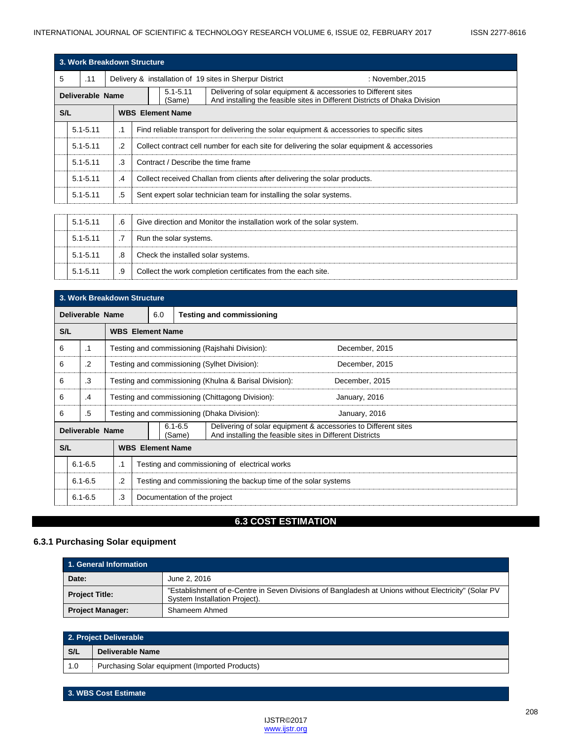| 3. Work Breakdown Structure | | | |
|---|---|---|---|
| 5 | .11 | Delivery & installation of 19 sites in Sherpur District | : November,2015 |

| Deliverable Name | 5.1-5.11 (Same) | Delivering of solar equipment & accessories to Different sites And installing the feasible sites in Different Districts of Dhaka Division |
|---|---|---|
| **S/L** | | **WBS Element Name** |
| 5.1-5.11 | .1 | Find reliable transport for delivering the solar equipment & accessories to specific sites |
| 5.1-5.11 | .2 | Collect contract cell number for each site for delivering the solar equipment & accessories |
| 5.1-5.11 | .3 | Contract / Describe the time frame |
| 5.1-5.11 | .4 | Collect received Challan from clients after delivering the solar products. |
| 5.1-5.11 | .5 | Sent expert solar technician team for installing the solar systems. |
| 5.1-5.11 | .6 | Give direction and Monitor the installation work of the solar system. |
| 5.1-5.11 | .7 | Run the solar systems. |
| 5.1-5.11 | .8 | Check the installed solar systems. |
| 5.1-5.11 | .9 | Collect the work completion certificates from the each site. |

| 3. Work Breakdown Structure | | | |
|---|---|---|---|
| **Deliverable Name** | 6.0 | **Testing and commissioning** | |
| **S/L** | | **WBS Element Name** | |
| 6 | .1 | Testing and commissioning (Rajshahi Division): | December, 2015 |
| 6 | .2 | Testing and commissioning (Sylhet Division): | December, 2015 |
| 6 | .3 | Testing and commissioning (Khulna & Barisal Division): | December, 2015 |
| 6 | .4 | Testing and commissioning (Chittagong Division): | January, 2016 |
| 6 | .5 | Testing and commissioning (Dhaka Division): | January, 2016 |

| Deliverable Name | 6.1-6.5 (Same) | Delivering of solar equipment & accessories to Different sites And installing the feasible sites in Different Districts |
|---|---|---|
| **S/L** | | **WBS Element Name** |
| 6.1-6.5 | .1 | Testing and commissioning of electrical works |
| 6.1-6.5 | .2 | Testing and commissioning the backup time of the solar systems |
| 6.1-6.5 | .3 | Documentation of the project |

## 6.3 COST ESTIMATION

### 6.3.1 Purchasing Solar equipment

| 1. General Information | |
|---|---|
| **Date:** | June 2, 2016 |
| **Project Title:** | "Establishment of e-Centre in Seven Divisions of Bangladesh at Unions without Electricity" (Solar PV System Installation Project). |
| **Project Manager:** | Shameem Ahmed |

| 2. Project Deliverable | |
|---|---|
| **S/L** | **Deliverable Name** |
| 1.0 | Purchasing Solar equipment (Imported Products) |

**3. WBS Cost Estimate**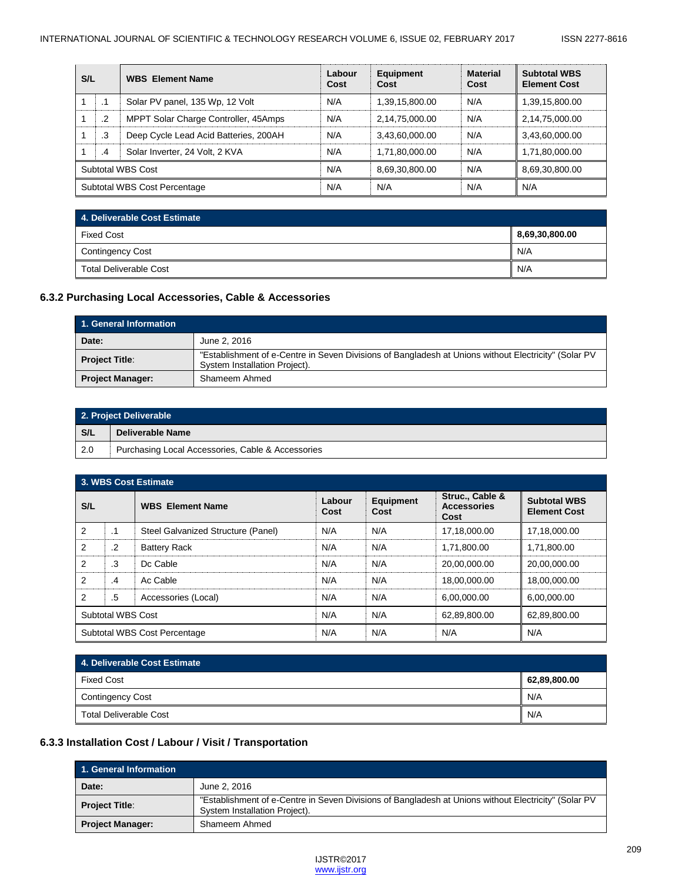| S/L | | WBS Element Name | Labour Cost | Equipment Cost | Material Cost | Subtotal WBS Element Cost |
|---|---|---|---|---|---|---|
| 1 | .1 | Solar PV panel, 135 Wp, 12 Volt | N/A | 1,39,15,800.00 | N/A | 1,39,15,800.00 |
| 1 | .2 | MPPT Solar Charge Controller, 45Amps | N/A | 2,14,75,000.00 | N/A | 2,14,75,000.00 |
| 1 | .3 | Deep Cycle Lead Acid Batteries, 200AH | N/A | 3,43,60,000.00 | N/A | 3,43,60,000.00 |
| 1 | .4 | Solar Inverter, 24 Volt, 2 KVA | N/A | 1,71,80,000.00 | N/A | 1,71,80,000.00 |
| Subtotal WBS Cost | | | N/A | 8,69,30,800.00 | N/A | 8,69,30,800.00 |
| Subtotal WBS Cost Percentage | | | N/A | N/A | N/A | N/A |

| 4. Deliverable Cost Estimate | |
|---|---|
| Fixed Cost | **8,69,30,800.00** |
| Contingency Cost | N/A |
| Total Deliverable Cost | N/A |

### 6.3.2 Purchasing Local Accessories, Cable & Accessories

| 1. General Information | |
|---|---|
| **Date:** | June 2, 2016 |
| **Project Title**: | "Establishment of e-Centre in Seven Divisions of Bangladesh at Unions without Electricity" (Solar PV System Installation Project). |
| **Project Manager:** | Shameem Ahmed |

| 2. Project Deliverable | |
|---|---|
| **S/L** | **Deliverable Name** |
| 2.0 | Purchasing Local Accessories, Cable & Accessories |

| 3. WBS Cost Estimate | | | | | | |
|---|---|---|---|---|---|---|
| **S/L** | | **WBS Element Name** | **Labour Cost** | **Equipment Cost** | **Struc., Cable & Accessories Cost** | **Subtotal WBS Element Cost** |
| 2 | .1 | Steel Galvanized Structure (Panel) | N/A | N/A | 17,18,000.00 | 17,18,000.00 |
| 2 | .2 | Battery Rack | N/A | N/A | 1,71,800.00 | 1,71,800.00 |
| 2 | .3 | Dc Cable | N/A | N/A | 20,00,000.00 | 20,00,000.00 |
| 2 | .4 | Ac Cable | N/A | N/A | 18,00,000.00 | 18,00,000.00 |
| 2 | .5 | Accessories (Local) | N/A | N/A | 6,00,000.00 | 6,00,000.00 |
| Subtotal WBS Cost | | | N/A | N/A | 62,89,800.00 | 62,89,800.00 |
| Subtotal WBS Cost Percentage | | | N/A | N/A | N/A | N/A |

| 4. Deliverable Cost Estimate | |
|---|---|
| Fixed Cost | **62,89,800.00** |
| Contingency Cost | N/A |
| Total Deliverable Cost | N/A |

### 6.3.3 Installation Cost / Labour / Visit / Transportation

| 1. General Information | |
|---|---|
| **Date:** | June 2, 2016 |
| **Project Title**: | "Establishment of e-Centre in Seven Divisions of Bangladesh at Unions without Electricity" (Solar PV System Installation Project). |
| **Project Manager:** | Shameem Ahmed |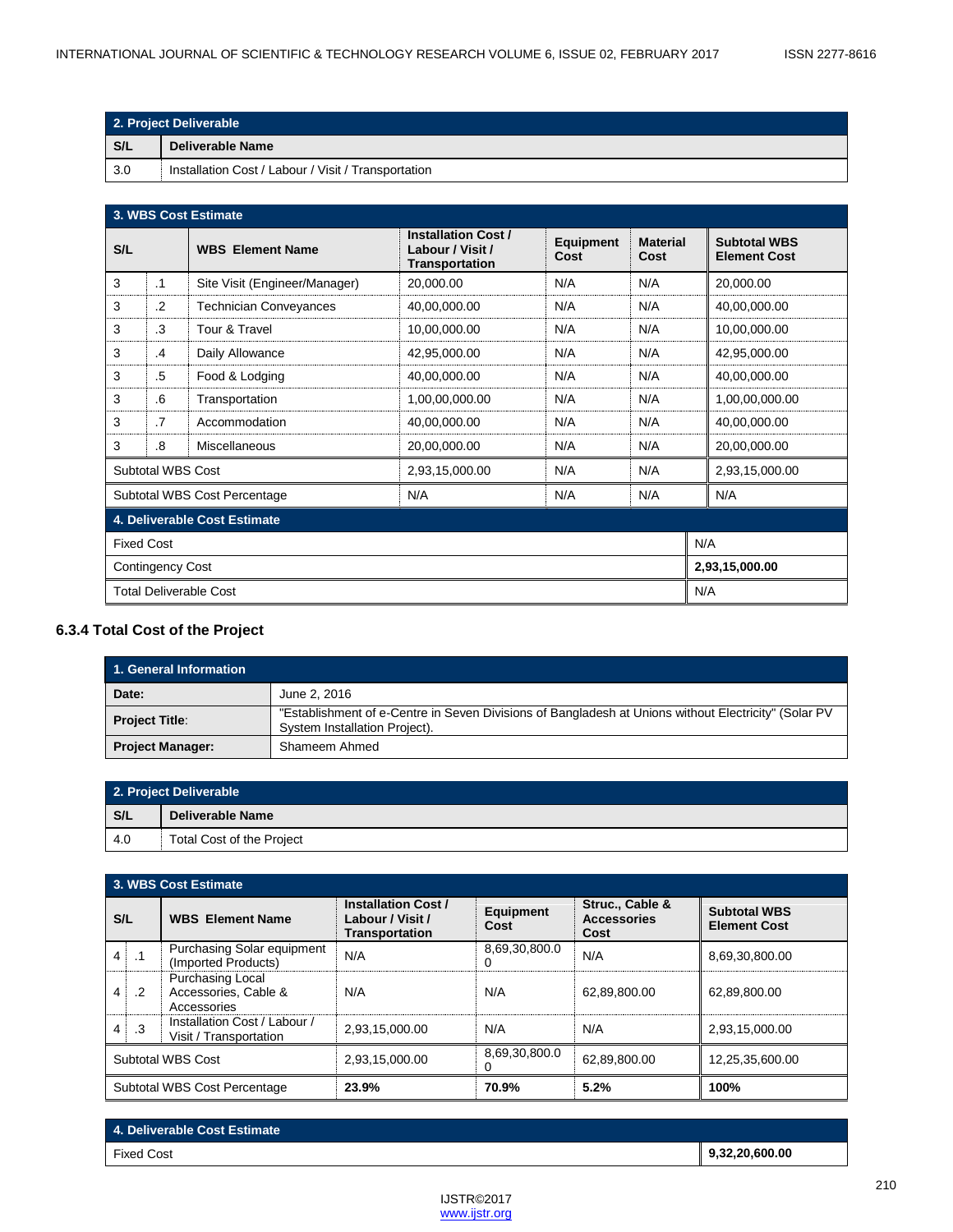| 2. Project Deliverable | |
|---|---|
| **S/L** | **Deliverable Name** |
| 3.0 | Installation Cost / Labour / Visit / Transportation |

| 3. WBS Cost Estimate | | | | | | |
|---|---|---|---|---|---|---|
| **S/L** | | **WBS Element Name** | **Installation Cost / Labour / Visit / Transportation** | **Equipment Cost** | **Material Cost** | **Subtotal WBS Element Cost** |
| 3 | .1 | Site Visit (Engineer/Manager) | 20,000.00 | N/A | N/A | 20,000.00 |
| 3 | .2 | Technician Conveyances | 40,00,000.00 | N/A | N/A | 40,00,000.00 |
| 3 | .3 | Tour & Travel | 10,00,000.00 | N/A | N/A | 10,00,000.00 |
| 3 | .4 | Daily Allowance | 42,95,000.00 | N/A | N/A | 42,95,000.00 |
| 3 | .5 | Food & Lodging | 40,00,000.00 | N/A | N/A | 40,00,000.00 |
| 3 | .6 | Transportation | 1,00,00,000.00 | N/A | N/A | 1,00,00,000.00 |
| 3 | .7 | Accommodation | 40,00,000.00 | N/A | N/A | 40,00,000.00 |
| 3 | .8 | Miscellaneous | 20,00,000.00 | N/A | N/A | 20,00,000.00 |
| Subtotal WBS Cost | | | 2,93,15,000.00 | N/A | N/A | 2,93,15,000.00 |
| Subtotal WBS Cost Percentage | | | N/A | N/A | N/A | N/A |

| 4. Deliverable Cost Estimate | |
|---|---|
| Fixed Cost | N/A |
| Contingency Cost | **2,93,15,000.00** |
| Total Deliverable Cost | N/A |

### 6.3.4 Total Cost of the Project

| 1. General Information | |
|---|---|
| **Date:** | June 2, 2016 |
| **Project Title**: | "Establishment of e-Centre in Seven Divisions of Bangladesh at Unions without Electricity" (Solar PV System Installation Project). |
| **Project Manager:** | Shameem Ahmed |

| 2. Project Deliverable | |
|---|---|
| **S/L** | **Deliverable Name** |
| 4.0 | Total Cost of the Project |

| 3. WBS Cost Estimate | | | | | | |
|---|---|---|---|---|---|---|
| **S/L** | | **WBS Element Name** | **Installation Cost / Labour / Visit / Transportation** | **Equipment Cost** | **Struc., Cable & Accessories Cost** | **Subtotal WBS Element Cost** |
| 4 | .1 | Purchasing Solar equipment (Imported Products) | N/A | 8,69,30,800.00 | N/A | 8,69,30,800.00 |
| 4 | .2 | Purchasing Local Accessories, Cable & Accessories | N/A | N/A | 62,89,800.00 | 62,89,800.00 |
| 4 | .3 | Installation Cost / Labour / Visit / Transportation | 2,93,15,000.00 | N/A | N/A | 2,93,15,000.00 |
| Subtotal WBS Cost | | | 2,93,15,000.00 | 8,69,30,800.00 | 62,89,800.00 | 12,25,35,600.00 |
| Subtotal WBS Cost Percentage | | | **23.9%** | **70.9%** | **5.2%** | **100%** |

| 4. Deliverable Cost Estimate | |
|---|---|
| Fixed Cost | **9,32,20,600.00** |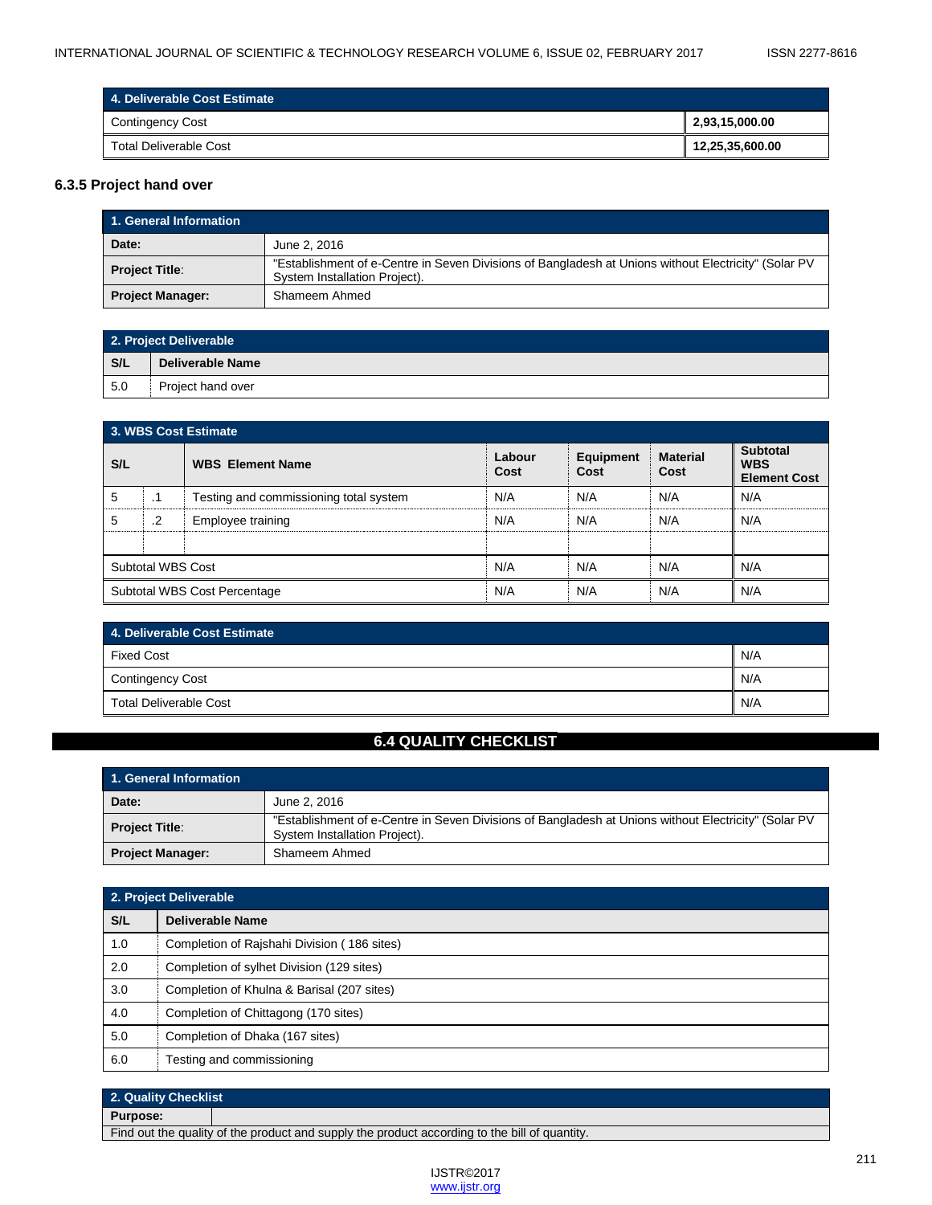| 4. Deliverable Cost Estimate | |
|---|---|
| Contingency Cost | **2,93,15,000.00** |
| Total Deliverable Cost | **12,25,35,600.00** |

### 6.3.5 Project hand over

| 1. General Information | |
|---|---|
| **Date:** | June 2, 2016 |
| **Project Title**: | "Establishment of e-Centre in Seven Divisions of Bangladesh at Unions without Electricity" (Solar PV System Installation Project). |
| **Project Manager:** | Shameem Ahmed |

| 2. Project Deliverable | |
|---|---|
| **S/L** | **Deliverable Name** |
| 5.0 | Project hand over |

| 3. WBS Cost Estimate | | | | | | |
|---|---|---|---|---|---|---|
| **S/L** | | **WBS Element Name** | **Labour Cost** | **Equipment Cost** | **Material Cost** | **Subtotal WBS Element Cost** |
| 5 | .1 | Testing and commissioning total system | N/A | N/A | N/A | N/A |
| 5 | .2 | Employee training | N/A | N/A | N/A | N/A |
| | | | | | | |
| Subtotal WBS Cost | | | N/A | N/A | N/A | N/A |
| Subtotal WBS Cost Percentage | | | N/A | N/A | N/A | N/A |

| 4. Deliverable Cost Estimate | |
|---|---|
| Fixed Cost | N/A |
| Contingency Cost | N/A |
| Total Deliverable Cost | N/A |

## 6.4 QUALITY CHECKLIST

| 1. General Information | |
|---|---|
| **Date:** | June 2, 2016 |
| **Project Title**: | "Establishment of e-Centre in Seven Divisions of Bangladesh at Unions without Electricity" (Solar PV System Installation Project). |
| **Project Manager:** | Shameem Ahmed |

| 2. Project Deliverable | |
|---|---|
| **S/L** | **Deliverable Name** |
| 1.0 | Completion of Rajshahi Division ( 186 sites) |
| 2.0 | Completion of sylhet Division (129 sites) |
| 3.0 | Completion of Khulna & Barisal (207 sites) |
| 4.0 | Completion of Chittagong (170 sites) |
| 5.0 | Completion of Dhaka (167 sites) |
| 6.0 | Testing and commissioning |

| 2. Quality Checklist | |
|---|---|
| **Purpose:** | |
| Find out the quality of the product and supply the product according to the bill of quantity. | |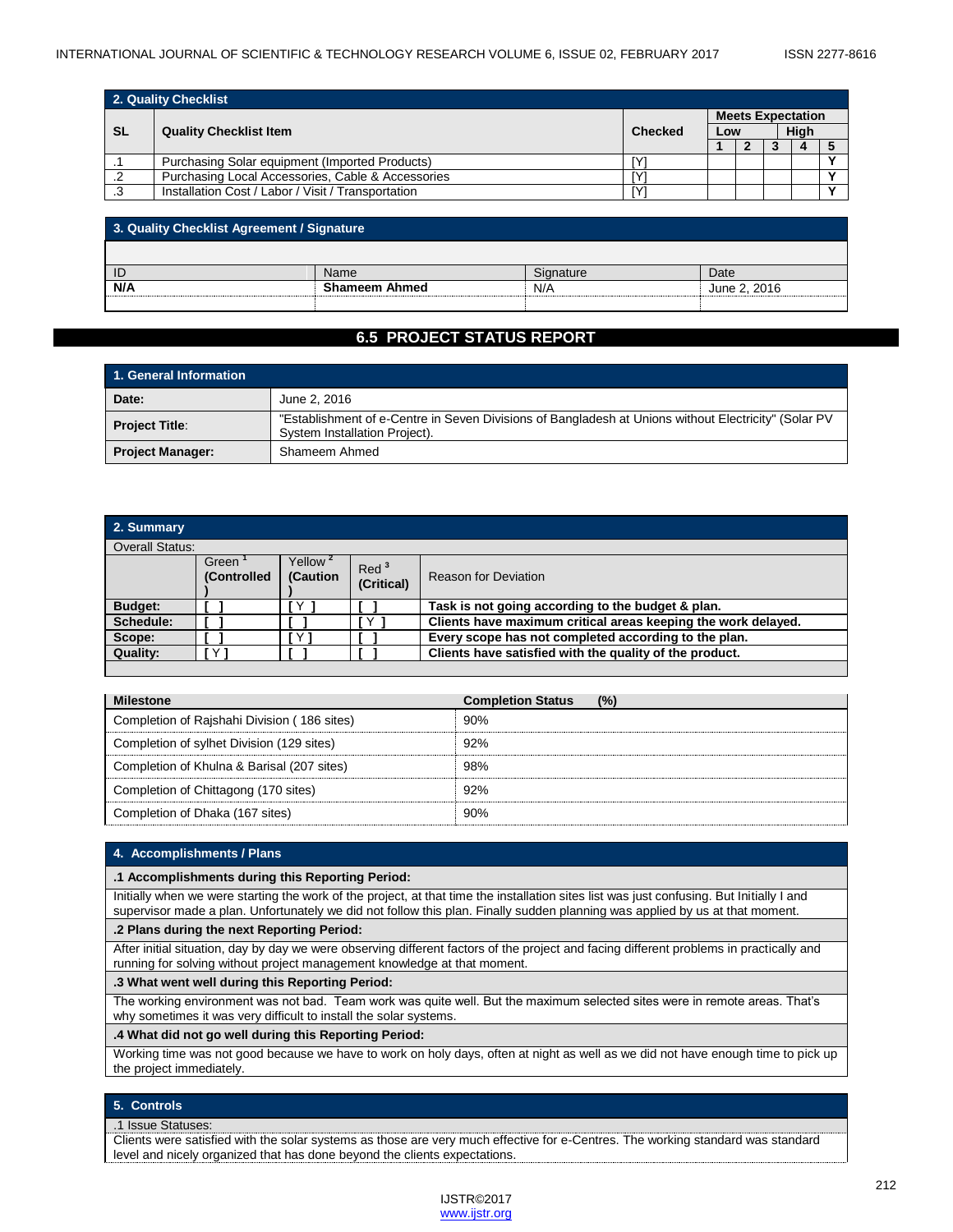**2. Quality Checklist**

| SL | Quality Checklist Item | Checked | Meets Expectation | | | | |
|---|---|---|---|---|---|---|---|
| | | | Low | | | High | |
| | | | 1 | 2 | 3 | 4 | 5 |
| .1 | Purchasing Solar equipment (Imported Products) | [Y] | | | | | Y |
| .2 | Purchasing Local Accessories, Cable & Accessories | [Y] | | | | | Y |
| .3 | Installation Cost / Labor / Visit / Transportation | [Y] | | | | | Y |

**3. Quality Checklist Agreement / Signature**

| ID | Name | Signature | Date |
|---|---|---|---|
| **N/A** | **Shameem Ahmed** | N/A | June 2, 2016 |

## 6.5 PROJECT STATUS REPORT

**1. General Information**

| | |
|---|---|
| **Date:** | June 2, 2016 |
| **Project Title:** | "Establishment of e-Centre in Seven Divisions of Bangladesh at Unions without Electricity" (Solar PV System Installation Project). |
| **Project Manager:** | Shameem Ahmed |

**2. Summary**

Overall Status:

| | Green [1] **(Controlled)** | Yellow [2] **(Caution)** | Red [3] **(Critical)** | Reason for Deviation |
|---|---|---|---|---|
| **Budget:** | [ ] | [ Y ] | [ ] | **Task is not going according to the budget & plan.** |
| **Schedule:** | [ ] | [ ] | [ Y ] | **Clients have maximum critical areas keeping the work delayed.** |
| **Scope:** | [ ] | [ Y ] | [ ] | **Every scope has not completed according to the plan.** |
| **Quality:** | [ Y ] | [ ] | [ ] | **Clients have satisfied with the quality of the product.** |

| **Milestone** | **Completion Status (%)** |
|---|---|
| Completion of Rajshahi Division ( 186 sites) | 90% |
| Completion of sylhet Division (129 sites) | 92% |
| Completion of Khulna & Barisal (207 sites) | 98% |
| Completion of Chittagong (170 sites) | 92% |
| Completion of Dhaka (167 sites) | 90% |

**4. Accomplishments / Plans**

**.1 Accomplishments during this Reporting Period:**

Initially when we were starting the work of the project, at that time the installation sites list was just confusing. But Initially I and supervisor made a plan. Unfortunately we did not follow this plan. Finally sudden planning was applied by us at that moment.

**.2 Plans during the next Reporting Period:**

After initial situation, day by day we were observing different factors of the project and facing different problems in practically and running for solving without project management knowledge at that moment.

**.3 What went well during this Reporting Period:**

The working environment was not bad. Team work was quite well. But the maximum selected sites were in remote areas. That's why sometimes it was very difficult to install the solar systems.

**.4 What did not go well during this Reporting Period:**

Working time was not good because we have to work on holy days, often at night as well as we did not have enough time to pick up the project immediately.

**5. Controls**

.1 Issue Statuses:

Clients were satisfied with the solar systems as those are very much effective for e-Centres. The working standard was standard level and nicely organized that has done beyond the clients expectations.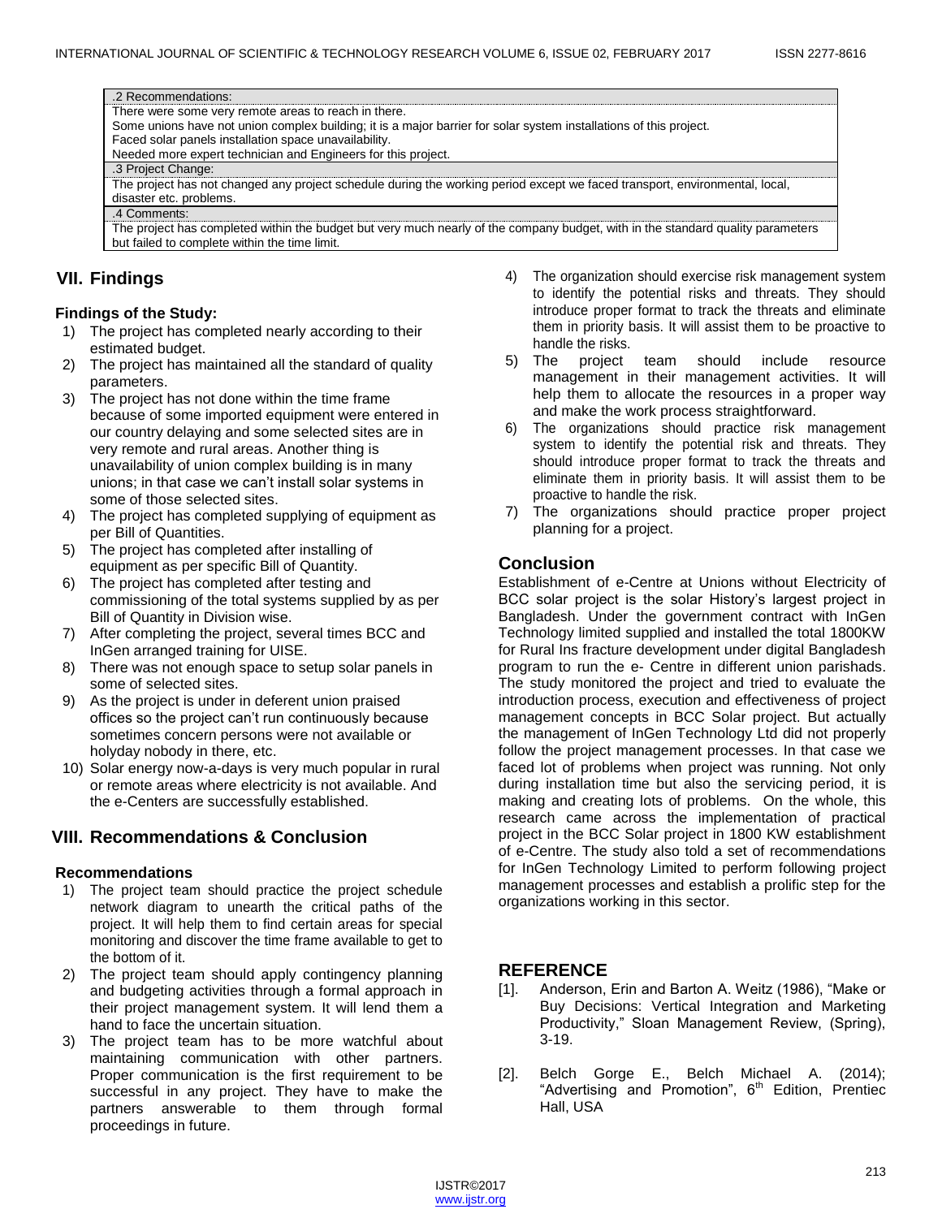| .2 Recommendations: |
| --- |
| There were some very remote areas to reach in there.<br>Some unions have not union complex building; it is a major barrier for solar system installations of this project.<br>Faced solar panels installation space unavailability.<br>Needed more expert technician and Engineers for this project. |
| .3 Project Change: |
| The project has not changed any project schedule during the working period except we faced transport, environmental, local, disaster etc. problems. |
| .4 Comments: |
| The project has completed within the budget but very much nearly of the company budget, with in the standard quality parameters but failed to complete within the time limit. |

## VII. Findings

### Findings of the Study:

1) The project has completed nearly according to their estimated budget.
2) The project has maintained all the standard of quality parameters.
3) The project has not done within the time frame because of some imported equipment were entered in our country delaying and some selected sites are in very remote and rural areas. Another thing is unavailability of union complex building is in many unions; in that case we can't install solar systems in some of those selected sites.
4) The project has completed supplying of equipment as per Bill of Quantities.
5) The project has completed after installing of equipment as per specific Bill of Quantity.
6) The project has completed after testing and commissioning of the total systems supplied by as per Bill of Quantity in Division wise.
7) After completing the project, several times BCC and InGen arranged training for UISE.
8) There was not enough space to setup solar panels in some of selected sites.
9) As the project is under in deferent union praised offices so the project can't run continuously because sometimes concern persons were not available or holyday nobody in there, etc.
10) Solar energy now-a-days is very much popular in rural or remote areas where electricity is not available. And the e-Centers are successfully established.

## VIII. Recommendations & Conclusion

### Recommendations

1) The project team should practice the project schedule network diagram to unearth the critical paths of the project. It will help them to find certain areas for special monitoring and discover the time frame available to get to the bottom of it.
2) The project team should apply contingency planning and budgeting activities through a formal approach in their project management system. It will lend them a hand to face the uncertain situation.
3) The project team has to be more watchful about maintaining communication with other partners. Proper communication is the first requirement to be successful in any project. They have to make the partners answerable to them through formal proceedings in future.
4) The organization should exercise risk management system to identify the potential risks and threats. They should introduce proper format to track the threats and eliminate them in priority basis. It will assist them to be proactive to handle the risks.
5) The project team should include resource management in their management activities. It will help them to allocate the resources in a proper way and make the work process straightforward.
6) The organizations should practice risk management system to identify the potential risk and threats. They should introduce proper format to track the threats and eliminate them in priority basis. It will assist them to be proactive to handle the risk.
7) The organizations should practice proper project planning for a project.

### Conclusion

Establishment of e-Centre at Unions without Electricity of BCC solar project is the solar History's largest project in Bangladesh. Under the government contract with InGen Technology limited supplied and installed the total 1800KW for Rural Ins fracture development under digital Bangladesh program to run the e- Centre in different union parishads. The study monitored the project and tried to evaluate the introduction process, execution and effectiveness of project management concepts in BCC Solar project. But actually the management of InGen Technology Ltd did not properly follow the project management processes. In that case we faced lot of problems when project was running. Not only during installation time but also the servicing period, it is making and creating lots of problems. On the whole, this research came across the implementation of practical project in the BCC Solar project in 1800 KW establishment of e-Centre. The study also told a set of recommendations for InGen Technology Limited to perform following project management processes and establish a prolific step for the organizations working in this sector.

## REFERENCE

[1]. Anderson, Erin and Barton A. Weitz (1986), "Make or Buy Decisions: Vertical Integration and Marketing Productivity," Sloan Management Review, (Spring), 3-19.

[2]. Belch Gorge E., Belch Michael A. (2014); "Advertising and Promotion", 6th Edition, Prentiec Hall, USA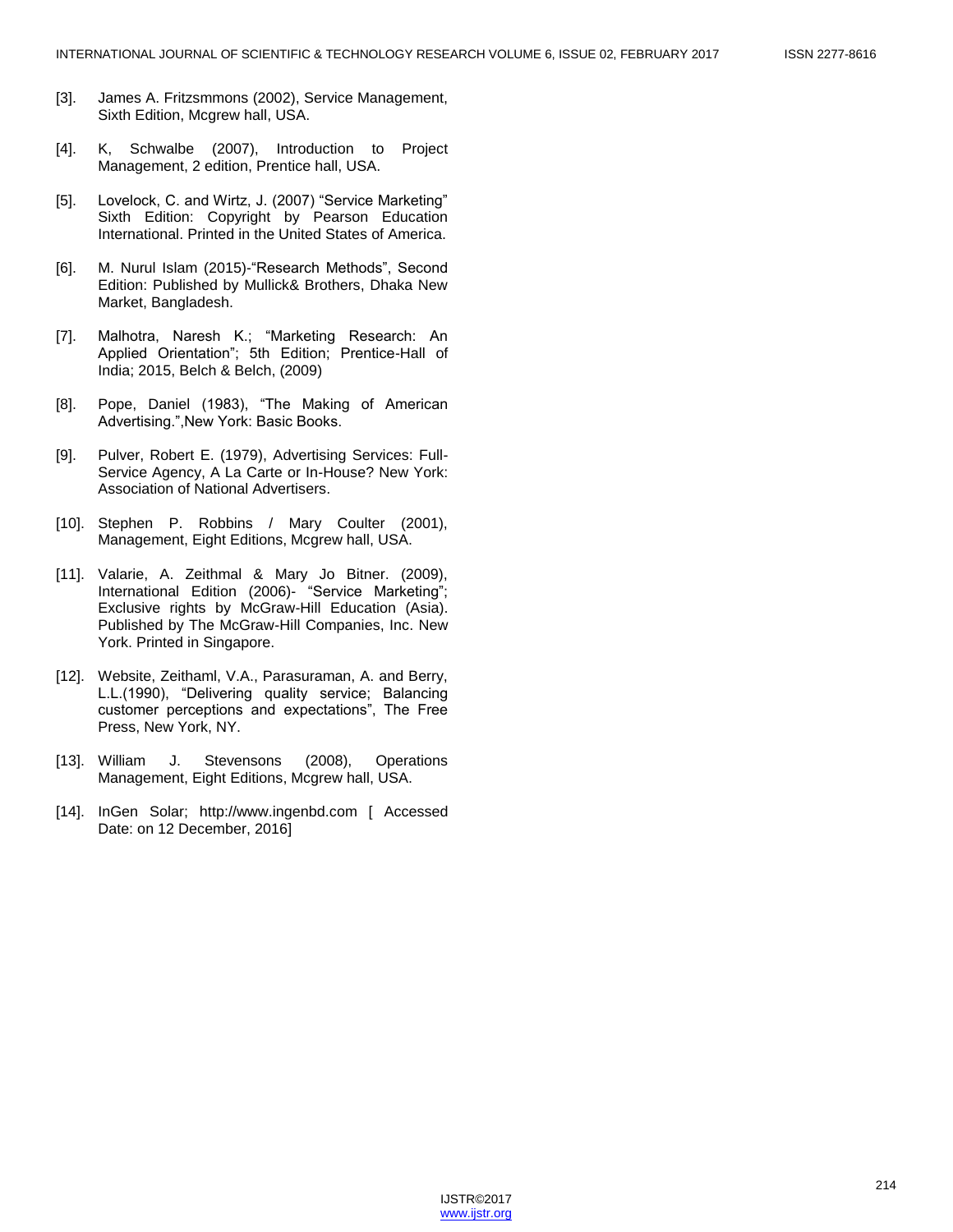[3]. James A. Fritzsmmons (2002), Service Management, Sixth Edition, Mcgrew hall, USA.

[4]. K, Schwalbe (2007), Introduction to Project Management, 2 edition, Prentice hall, USA.

[5]. Lovelock, C. and Wirtz, J. (2007) "Service Marketing" Sixth Edition: Copyright by Pearson Education International. Printed in the United States of America.

[6]. M. Nurul Islam (2015)-"Research Methods", Second Edition: Published by Mullick& Brothers, Dhaka New Market, Bangladesh.

[7]. Malhotra, Naresh K.; "Marketing Research: An Applied Orientation"; 5th Edition; Prentice-Hall of India; 2015, Belch & Belch, (2009)

[8]. Pope, Daniel (1983), "The Making of American Advertising.",New York: Basic Books.

[9]. Pulver, Robert E. (1979), Advertising Services: Full-Service Agency, A La Carte or In-House? New York: Association of National Advertisers.

[10]. Stephen P. Robbins / Mary Coulter (2001), Management, Eight Editions, Mcgrew hall, USA.

[11]. Valarie, A. Zeithmal & Mary Jo Bitner. (2009), International Edition (2006)- "Service Marketing"; Exclusive rights by McGraw-Hill Education (Asia). Published by The McGraw-Hill Companies, Inc. New York. Printed in Singapore.

[12]. Website, Zeithaml, V.A., Parasuraman, A. and Berry, L.L.(1990), "Delivering quality service; Balancing customer perceptions and expectations", The Free Press, New York, NY.

[13]. William J. Stevensons (2008), Operations Management, Eight Editions, Mcgrew hall, USA.

[14]. InGen Solar; http://www.ingenbd.com [ Accessed Date: on 12 December, 2016]